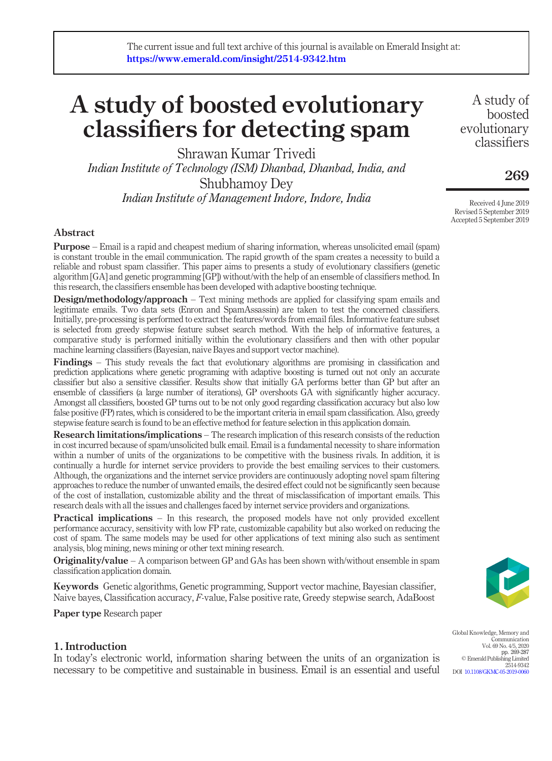The current issue and full text archive of this journal is available on Emerald Insight at: https://www.emerald.com/insight/2514-9342.htm

# A study of boosted evolutionary classifiers for detecting spam

Shrawan Kumar Trivedi
*Indian Institute of Technology (ISM) Dhanbad, Dhanbad, India, and*
Shubhamoy Dey
*Indian Institute of Management Indore, Indore, India*

Received 4 June 2019
Revised 5 September 2019
Accepted 5 September 2019

## Abstract

**Purpose** – Email is a rapid and cheapest medium of sharing information, whereas unsolicited email (spam) is constant trouble in the email communication. The rapid growth of the spam creates a necessity to build a reliable and robust spam classifier. This paper aims to presents a study of evolutionary classifiers (genetic algorithm [GA] and genetic programming [GP]) without/with the help of an ensemble of classifiers method. In this research, the classifiers ensemble has been developed with adaptive boosting technique.

**Design/methodology/approach** – Text mining methods are applied for classifying spam emails and legitimate emails. Two data sets (Enron and SpamAssassin) are taken to test the concerned classifiers. Initially, pre-processing is performed to extract the features/words from email files. Informative feature subset is selected from greedy stepwise feature subset search method. With the help of informative features, a comparative study is performed initially within the evolutionary classifiers and then with other popular machine learning classifiers (Bayesian, naive Bayes and support vector machine).

**Findings** – This study reveals the fact that evolutionary algorithms are promising in classification and prediction applications where genetic programing with adaptive boosting is turned out not only an accurate classifier but also a sensitive classifier. Results show that initially GA performs better than GP but after an ensemble of classifiers (a large number of iterations), GP overshoots GA with significantly higher accuracy. Amongst all classifiers, boosted GP turns out to be not only good regarding classification accuracy but also low false positive (FP) rates, which is considered to be the important criteria in email spam classification. Also, greedy stepwise feature search is found to be an effective method for feature selection in this application domain.

**Research limitations/implications** – The research implication of this research consists of the reduction in cost incurred because of spam/unsolicited bulk email. Email is a fundamental necessity to share information within a number of units of the organizations to be competitive with the business rivals. In addition, it is continually a hurdle for internet service providers to provide the best emailing services to their customers. Although, the organizations and the internet service providers are continuously adopting novel spam filtering approaches to reduce the number of unwanted emails, the desired effect could not be significantly seen because of the cost of installation, customizable ability and the threat of misclassification of important emails. This research deals with all the issues and challenges faced by internet service providers and organizations.

**Practical implications** – In this research, the proposed models have not only provided excellent performance accuracy, sensitivity with low FP rate, customizable capability but also worked on reducing the cost of spam. The same models may be used for other applications of text mining also such as sentiment analysis, blog mining, news mining or other text mining research.

**Originality/value** – A comparison between GP and GAs has been shown with/without ensemble in spam classification application domain.

**Keywords** Genetic algorithms, Genetic programming, Support vector machine, Bayesian classifier, Naive bayes, Classification accuracy, *F*-value, False positive rate, Greedy stepwise search, AdaBoost

**Paper type** Research paper

Global Knowledge, Memory and Communication
Vol. 69 No. 4/5, 2020
pp. 269-287
© Emerald Publishing Limited
2514-9342
DOI 10.1108/GKMC-05-2019-0060

## 1. Introduction

In today's electronic world, information sharing between the units of an organization is necessary to be competitive and sustainable in business. Email is an essential and useful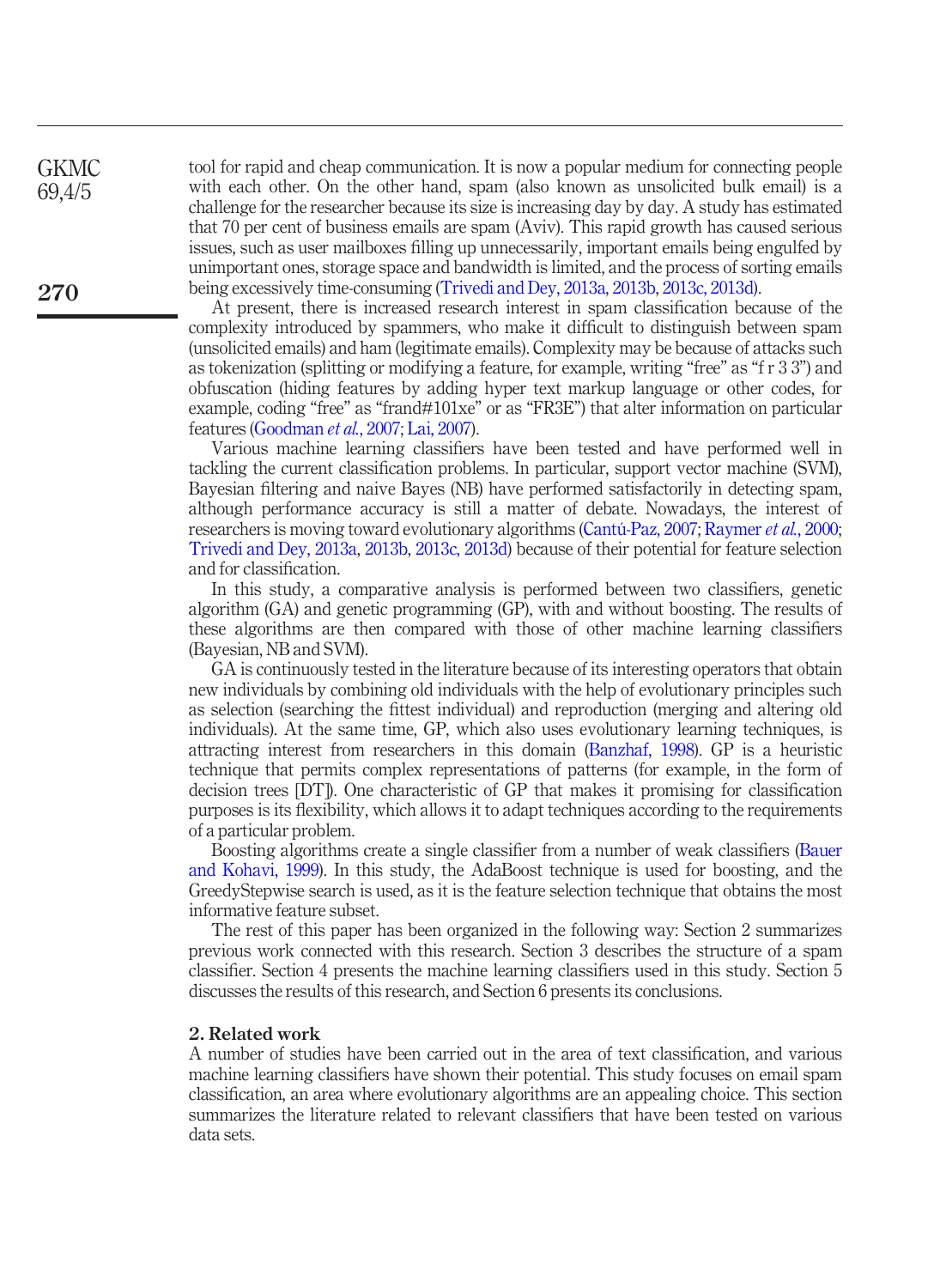tool for rapid and cheap communication. It is now a popular medium for connecting people with each other. On the other hand, spam (also known as unsolicited bulk email) is a challenge for the researcher because its size is increasing day by day. A study has estimated that 70 per cent of business emails are spam (Aviv). This rapid growth has caused serious issues, such as user mailboxes filling up unnecessarily, important emails being engulfed by unimportant ones, storage space and bandwidth is limited, and the process of sorting emails being excessively time-consuming (Trivedi and Dey, 2013a, 2013b, 2013c, 2013d).

At present, there is increased research interest in spam classification because of the complexity introduced by spammers, who make it difficult to distinguish between spam (unsolicited emails) and ham (legitimate emails). Complexity may be because of attacks such as tokenization (splitting or modifying a feature, for example, writing "free" as "f r 3 3") and obfuscation (hiding features by adding hyper text markup language or other codes, for example, coding "free" as "frand#101xe" or as "FR3E") that alter information on particular features (Goodman *et al.*, 2007; Lai, 2007).

Various machine learning classifiers have been tested and have performed well in tackling the current classification problems. In particular, support vector machine (SVM), Bayesian filtering and naive Bayes (NB) have performed satisfactorily in detecting spam, although performance accuracy is still a matter of debate. Nowadays, the interest of researchers is moving toward evolutionary algorithms (Cantú-Paz, 2007; Raymer *et al.*, 2000; Trivedi and Dey, 2013a, 2013b, 2013c, 2013d) because of their potential for feature selection and for classification.

In this study, a comparative analysis is performed between two classifiers, genetic algorithm (GA) and genetic programming (GP), with and without boosting. The results of these algorithms are then compared with those of other machine learning classifiers (Bayesian, NB and SVM).

GA is continuously tested in the literature because of its interesting operators that obtain new individuals by combining old individuals with the help of evolutionary principles such as selection (searching the fittest individual) and reproduction (merging and altering old individuals). At the same time, GP, which also uses evolutionary learning techniques, is attracting interest from researchers in this domain (Banzhaf, 1998). GP is a heuristic technique that permits complex representations of patterns (for example, in the form of decision trees [DT]). One characteristic of GP that makes it promising for classification purposes is its flexibility, which allows it to adapt techniques according to the requirements of a particular problem.

Boosting algorithms create a single classifier from a number of weak classifiers (Bauer and Kohavi, 1999). In this study, the AdaBoost technique is used for boosting, and the GreedyStepwise search is used, as it is the feature selection technique that obtains the most informative feature subset.

The rest of this paper has been organized in the following way: Section 2 summarizes previous work connected with this research. Section 3 describes the structure of a spam classifier. Section 4 presents the machine learning classifiers used in this study. Section 5 discusses the results of this research, and Section 6 presents its conclusions.

## 2. Related work

A number of studies have been carried out in the area of text classification, and various machine learning classifiers have shown their potential. This study focuses on email spam classification, an area where evolutionary algorithms are an appealing choice. This section summarizes the literature related to relevant classifiers that have been tested on various data sets.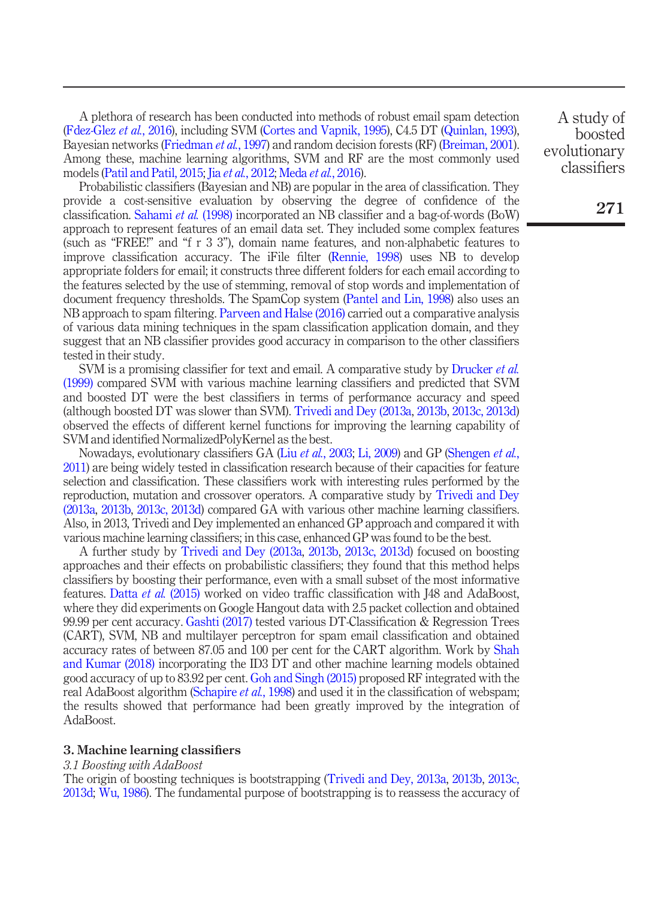A plethora of research has been conducted into methods of robust email spam detection (Fdez-Glez *et al.*, 2016), including SVM (Cortes and Vapnik, 1995), C4.5 DT (Quinlan, 1993), Bayesian networks (Friedman *et al.*, 1997) and random decision forests (RF) (Breiman, 2001). Among these, machine learning algorithms, SVM and RF are the most commonly used models (Patil and Patil, 2015; Jia *et al.*, 2012; Meda *et al.*, 2016).

Probabilistic classifiers (Bayesian and NB) are popular in the area of classification. They provide a cost-sensitive evaluation by observing the degree of confidence of the classification. Sahami *et al.* (1998) incorporated an NB classifier and a bag-of-words (BoW) approach to represent features of an email data set. They included some complex features (such as "FREE!" and "f r 3 3"), domain name features, and non-alphabetic features to improve classification accuracy. The iFile filter (Rennie, 1998) uses NB to develop appropriate folders for email; it constructs three different folders for each email according to the features selected by the use of stemming, removal of stop words and implementation of document frequency thresholds. The SpamCop system (Pantel and Lin, 1998) also uses an NB approach to spam filtering. Parveen and Halse (2016) carried out a comparative analysis of various data mining techniques in the spam classification application domain, and they suggest that an NB classifier provides good accuracy in comparison to the other classifiers tested in their study.

SVM is a promising classifier for text and email. A comparative study by Drucker *et al.* (1999) compared SVM with various machine learning classifiers and predicted that SVM and boosted DT were the best classifiers in terms of performance accuracy and speed (although boosted DT was slower than SVM). Trivedi and Dey (2013a, 2013b, 2013c, 2013d) observed the effects of different kernel functions for improving the learning capability of SVM and identified NormalizedPolyKernel as the best.

Nowadays, evolutionary classifiers GA (Liu *et al.*, 2003; Li, 2009) and GP (Shengen *et al.*, 2011) are being widely tested in classification research because of their capacities for feature selection and classification. These classifiers work with interesting rules performed by the reproduction, mutation and crossover operators. A comparative study by Trivedi and Dey (2013a, 2013b, 2013c, 2013d) compared GA with various other machine learning classifiers. Also, in 2013, Trivedi and Dey implemented an enhanced GP approach and compared it with various machine learning classifiers; in this case, enhanced GP was found to be the best.

A further study by Trivedi and Dey (2013a, 2013b, 2013c, 2013d) focused on boosting approaches and their effects on probabilistic classifiers; they found that this method helps classifiers by boosting their performance, even with a small subset of the most informative features. Datta *et al.* (2015) worked on video traffic classification with J48 and AdaBoost, where they did experiments on Google Hangout data with 2.5 packet collection and obtained 99.99 per cent accuracy. Gashti (2017) tested various DT-Classification & Regression Trees (CART), SVM, NB and multilayer perceptron for spam email classification and obtained accuracy rates of between 87.05 and 100 per cent for the CART algorithm. Work by Shah and Kumar (2018) incorporating the ID3 DT and other machine learning models obtained good accuracy of up to 83.92 per cent. Goh and Singh (2015) proposed RF integrated with the real AdaBoost algorithm (Schapire *et al.*, 1998) and used it in the classification of webspam; the results showed that performance had been greatly improved by the integration of AdaBoost.

## 3. Machine learning classifiers

### *3.1 Boosting with AdaBoost*

The origin of boosting techniques is bootstrapping (Trivedi and Dey, 2013a, 2013b, 2013c, 2013d; Wu, 1986). The fundamental purpose of bootstrapping is to reassess the accuracy of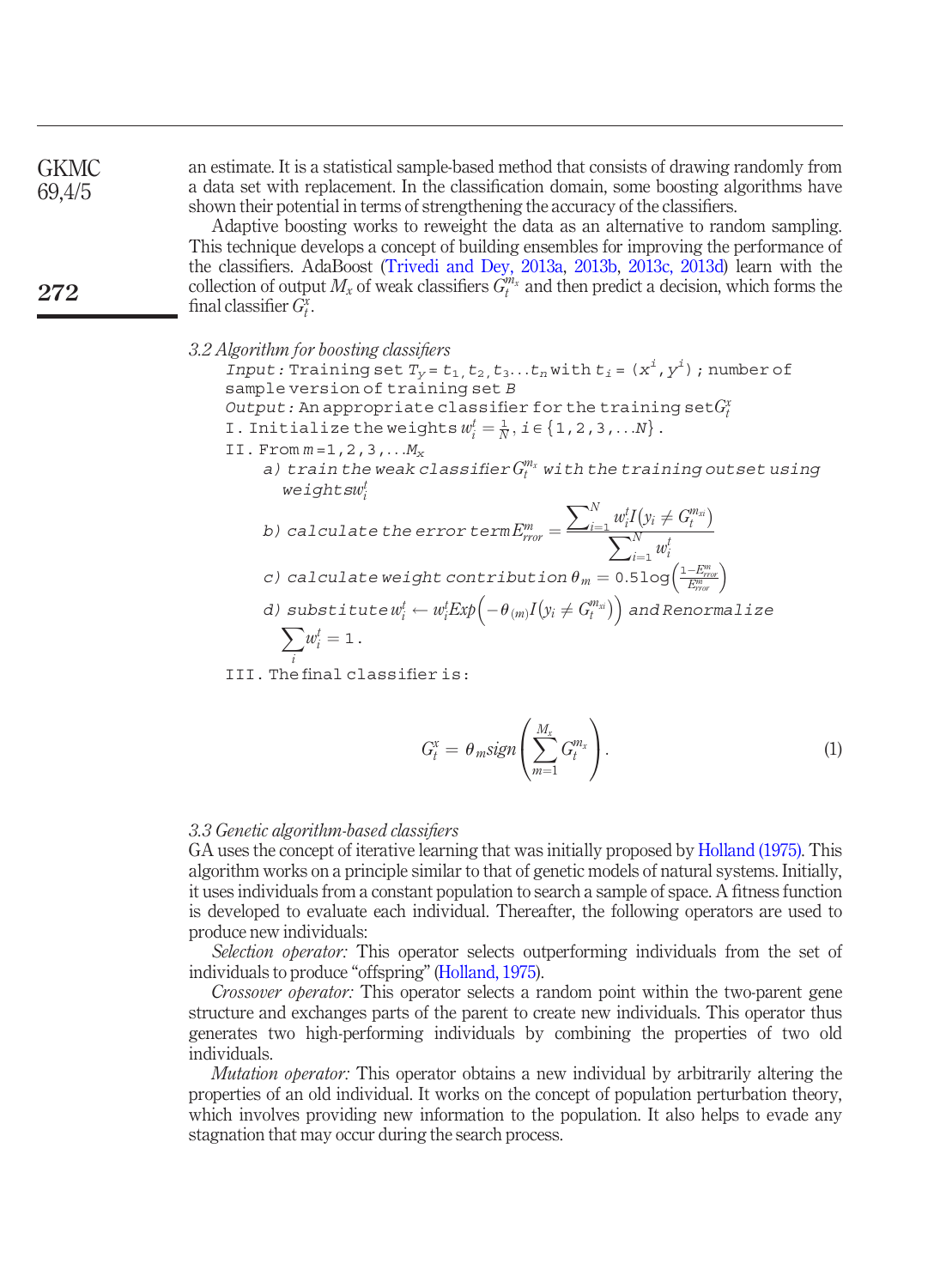an estimate. It is a statistical sample-based method that consists of drawing randomly from a data set with replacement. In the classification domain, some boosting algorithms have shown their potential in terms of strengthening the accuracy of the classifiers.

Adaptive boosting works to reweight the data as an alternative to random sampling. This technique develops a concept of building ensembles for improving the performance of the classifiers. AdaBoost (Trivedi and Dey, 2013a, 2013b, 2013c, 2013d) learn with the collection of output $M_x$ of weak classifiers $G_t^{m_x}$ and then predict a decision, which forms the final classifier $G_t^x$.

### *3.2 Algorithm for boosting classifiers*

*Input:* Training set $T_Y = t_1, t_2, t_3 \ldots t_n$ with $t_i = (x^i, y^i)$; number of sample version of training set $B$

*Output:* An appropriate classifier for the training set $G_t^x$

I. Initialize the weights $w_i^t = \frac{1}{N}, i \in \{1, 2, 3, \ldots N\}$.

II. From $m = 1, 2, 3, \ldots M_x$

- *a) train the weak classifier* $G_t^{m_x}$ *with the training outset using weights* $w_i^t$
- *b) calculate the error term* $E_{rror}^m = \dfrac{\sum_{i=1}^{N} w_i^t I(y_i \neq G_t^{m_{xi}})}{\sum_{i=1}^{N} w_i^t}$
- *c) calculate weight contribution* $\theta_m = 0.5\log\left(\frac{1 - E_{rror}^m}{E_{rror}^m}\right)$
- *d) substitute* $w_i^t \leftarrow w_i^t Exp\left(-\theta_{(m)} I\left(y_i \neq G_t^{m_{xi}}\right)\right)$ and Renormalize $\sum_i w_i^t = 1$.

III. The final classifier is:

$$G_t^x = \theta_m sign\left(\sum_{m=1}^{M_x} G_t^{m_x}\right). \tag{1}$$

### *3.3 Genetic algorithm-based classifiers*

GA uses the concept of iterative learning that was initially proposed by Holland (1975). This algorithm works on a principle similar to that of genetic models of natural systems. Initially, it uses individuals from a constant population to search a sample of space. A fitness function is developed to evaluate each individual. Thereafter, the following operators are used to produce new individuals:

*Selection operator:* This operator selects outperforming individuals from the set of individuals to produce "offspring" (Holland, 1975).

*Crossover operator:* This operator selects a random point within the two-parent gene structure and exchanges parts of the parent to create new individuals. This operator thus generates two high-performing individuals by combining the properties of two old individuals.

*Mutation operator:* This operator obtains a new individual by arbitrarily altering the properties of an old individual. It works on the concept of population perturbation theory, which involves providing new information to the population. It also helps to evade any stagnation that may occur during the search process.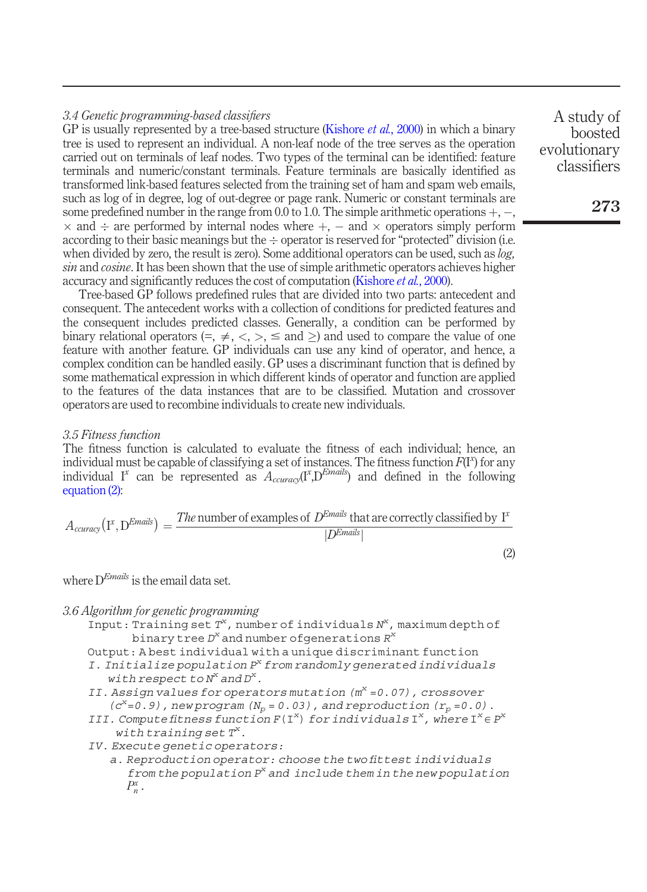### 3.4 Genetic programming-based classifiers

GP is usually represented by a tree-based structure (Kishore *et al.*, 2000) in which a binary tree is used to represent an individual. A non-leaf node of the tree serves as the operation carried out on terminals of leaf nodes. Two types of the terminal can be identified: feature terminals and numeric/constant terminals. Feature terminals are basically identified as transformed link-based features selected from the training set of ham and spam web emails, such as log of in degree, log of out-degree or page rank. Numeric or constant terminals are some predefined number in the range from 0.0 to 1.0. The simple arithmetic operations +, −, × and ÷ are performed by internal nodes where +, − and × operators simply perform according to their basic meanings but the ÷ operator is reserved for "protected" division (i.e. when divided by zero, the result is zero). Some additional operators can be used, such as *log*, *sin* and *cosine*. It has been shown that the use of simple arithmetic operators achieves higher accuracy and significantly reduces the cost of computation (Kishore *et al.*, 2000).

Tree-based GP follows predefined rules that are divided into two parts: antecedent and consequent. The antecedent works with a collection of conditions for predicted features and the consequent includes predicted classes. Generally, a condition can be performed by binary relational operators (=, ≠, <, >, ≤ and ≥) and used to compare the value of one feature with another feature. GP individuals can use any kind of operator, and hence, a complex condition can be handled easily. GP uses a discriminant function that is defined by some mathematical expression in which different kinds of operator and function are applied to the features of the data instances that are to be classified. Mutation and crossover operators are used to recombine individuals to create new individuals.

### 3.5 Fitness function

The fitness function is calculated to evaluate the fitness of each individual; hence, an individual must be capable of classifying a set of instances. The fitness function $F(I^x)$ for any individual $I^x$ can be represented as $A_{ccuracy}(I^x, D^{Emails})$ and defined in the following equation (2):

$$A_{ccuracy}\left(I^x, D^{Emails}\right) = \frac{\textit{The}\text{ number of examples of } D^{Emails} \text{ that are correctly classified by } I^x}{|D^{Emails}|} \tag{2}$$

where $D^{Emails}$ is the email data set.

### 3.6 Algorithm for genetic programming

Input: Training set $T^x$, number of individuals $N^x$, maximum depth of binary tree $D^x$ and number of generations $R^x$

Output: A best individual with a unique discriminant function

*I. Initialize population $P^x$ from randomly generated individuals with respect to $N^x$ and $D^x$.*

*II. Assign values for operators mutation ($m^x$ = 0.07), crossover ($c^x$ = 0.9), new program ($N_p$ = 0.03), and reproduction ($r_p$ = 0.0).*

*III. Compute fitness function $F(I^x)$ for individuals $I^x$, where $I^x \in P^x$ with training set $T^x$.*

*IV. Execute genetic operators:*

*a. Reproduction operator: choose the two fittest individuals from the population $P^x$ and include them in the new population $P^x_n$.*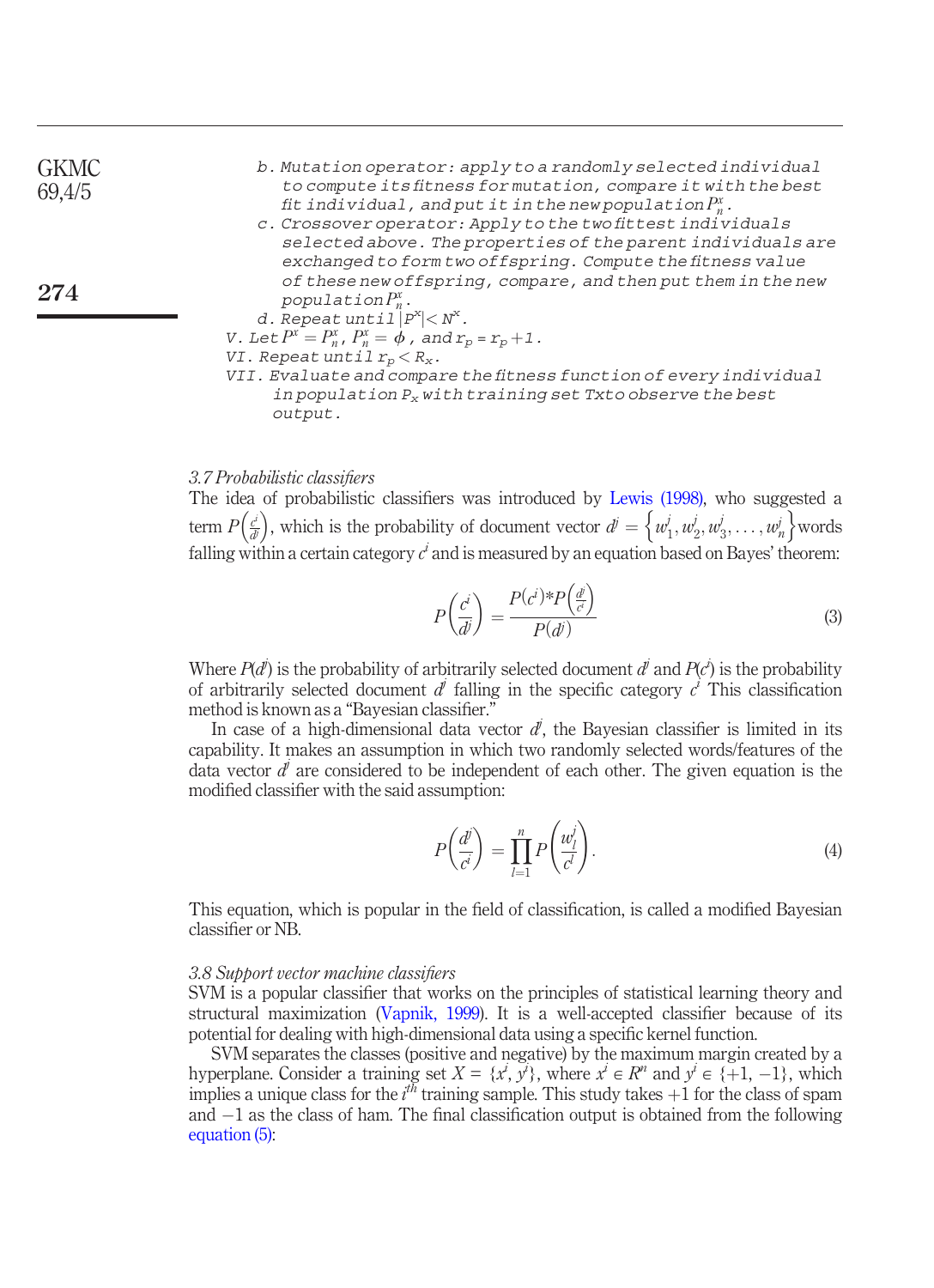b. Mutation operator: apply to a randomly selected individual to compute its fitness for mutation, compare it with the best fit individual, and put it in the new population $P_n^x$.

c. Crossover operator: Apply to the two fittest individuals selected above. The properties of the parent individuals are exchanged to form two offspring. Compute the fitness value of these new offspring, compare, and then put them in the new population $P_n^x$.

d. Repeat until $|P^x| < N^x$.

V. Let $P^x = P_n^x$, $P_n^x = \phi$, and $r_p = r_p + 1$.

VI. Repeat until $r_p < R_x$.

VII. Evaluate and compare the fitness function of every individual in population $P_x$ with training set Tx to observe the best output.

### *3.7 Probabilistic classifiers*

The idea of probabilistic classifiers was introduced by Lewis (1998), who suggested a term $P\left(\frac{c^i}{d^j}\right)$, which is the probability of document vector $d^j = \left\{w_1^j, w_2^j, w_3^j, \ldots, w_n^j\right\}$ words falling within a certain category $c^i$ and is measured by an equation based on Bayes' theorem:

$$P\left(\frac{c^i}{d^j}\right) = \frac{P(c^i) * P\left(\frac{d^j}{c^i}\right)}{P(d^j)} \tag{3}$$

Where $P(d^j)$ is the probability of arbitrarily selected document $d^j$ and $P(c^i)$ is the probability of arbitrarily selected document $d^j$ falling in the specific category $c^i$ This classification method is known as a "Bayesian classifier."

In case of a high-dimensional data vector $d^j$, the Bayesian classifier is limited in its capability. It makes an assumption in which two randomly selected words/features of the data vector $d^j$ are considered to be independent of each other. The given equation is the modified classifier with the said assumption:

$$P\left(\frac{d^j}{c^i}\right) = \prod_{l=1}^{n} P\left(\frac{w_l^j}{c^l}\right). \tag{4}$$

This equation, which is popular in the field of classification, is called a modified Bayesian classifier or NB.

### *3.8 Support vector machine classifiers*

SVM is a popular classifier that works on the principles of statistical learning theory and structural maximization (Vapnik, 1999). It is a well-accepted classifier because of its potential for dealing with high-dimensional data using a specific kernel function.

SVM separates the classes (positive and negative) by the maximum margin created by a hyperplane. Consider a training set $X = \{x^i, y^i\}$, where $x^i \in R^n$ and $y^i \in \{+1, -1\}$, which implies a unique class for the $i^{th}$ training sample. This study takes +1 for the class of spam and −1 as the class of ham. The final classification output is obtained from the following equation (5):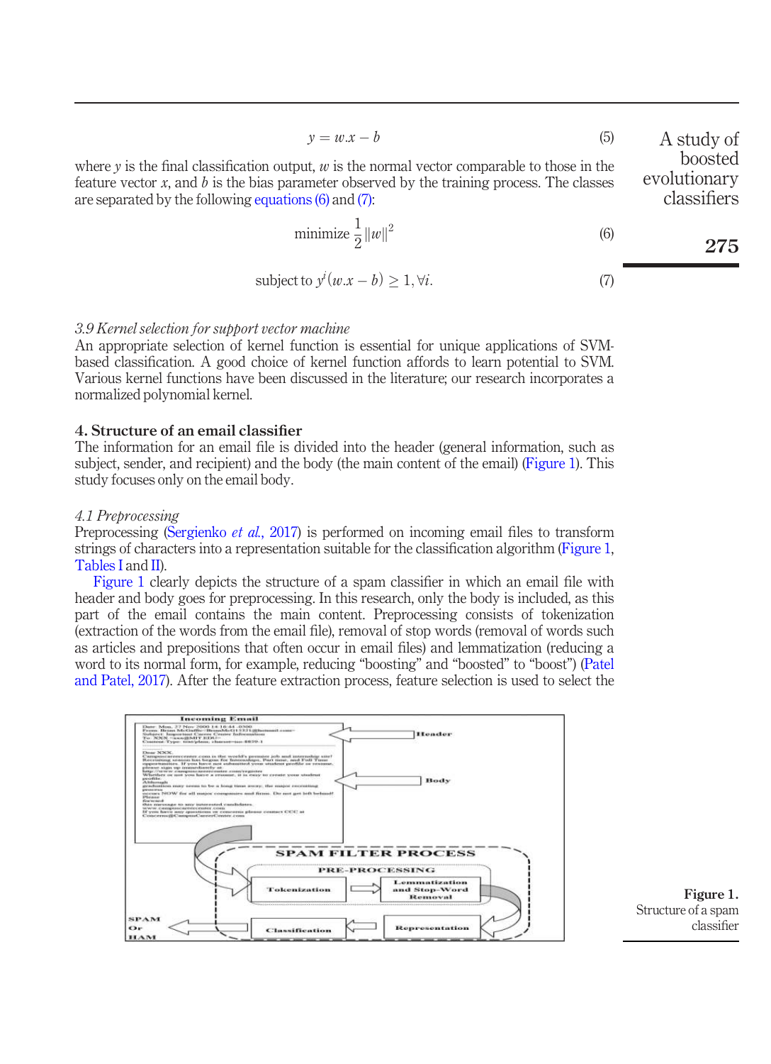$$y = w.x - b \tag{5}$$

where $y$ is the final classification output, $w$ is the normal vector comparable to those in the feature vector $x$, and $b$ is the bias parameter observed by the training process. The classes are separated by the following equations (6) and (7):

$$\text{minimize } \frac{1}{2}\|w\|^2 \tag{6}$$

$$\text{subject to } y^i(w.x - b) \geq 1, \forall i. \tag{7}$$

### *3.9 Kernel selection for support vector machine*

An appropriate selection of kernel function is essential for unique applications of SVM-based classification. A good choice of kernel function affords to learn potential to SVM. Various kernel functions have been discussed in the literature; our research incorporates a normalized polynomial kernel.

## 4. Structure of an email classifier

The information for an email file is divided into the header (general information, such as subject, sender, and recipient) and the body (the main content of the email) (Figure 1). This study focuses only on the email body.

### *4.1 Preprocessing*

Preprocessing (Sergienko *et al.*, 2017) is performed on incoming email files to transform strings of characters into a representation suitable for the classification algorithm (Figure 1, Tables I and II).

Figure 1 clearly depicts the structure of a spam classifier in which an email file with header and body goes for preprocessing. In this research, only the body is included, as this part of the email contains the main content. Preprocessing consists of tokenization (extraction of the words from the email file), removal of stop words (removal of words such as articles and prepositions that often occur in email files) and lemmatization (reducing a word to its normal form, for example, reducing "boosting" and "boosted" to "boost") (Patel and Patel, 2017). After the feature extraction process, feature selection is used to select the

**Figure 1.**
Structure of a spam classifier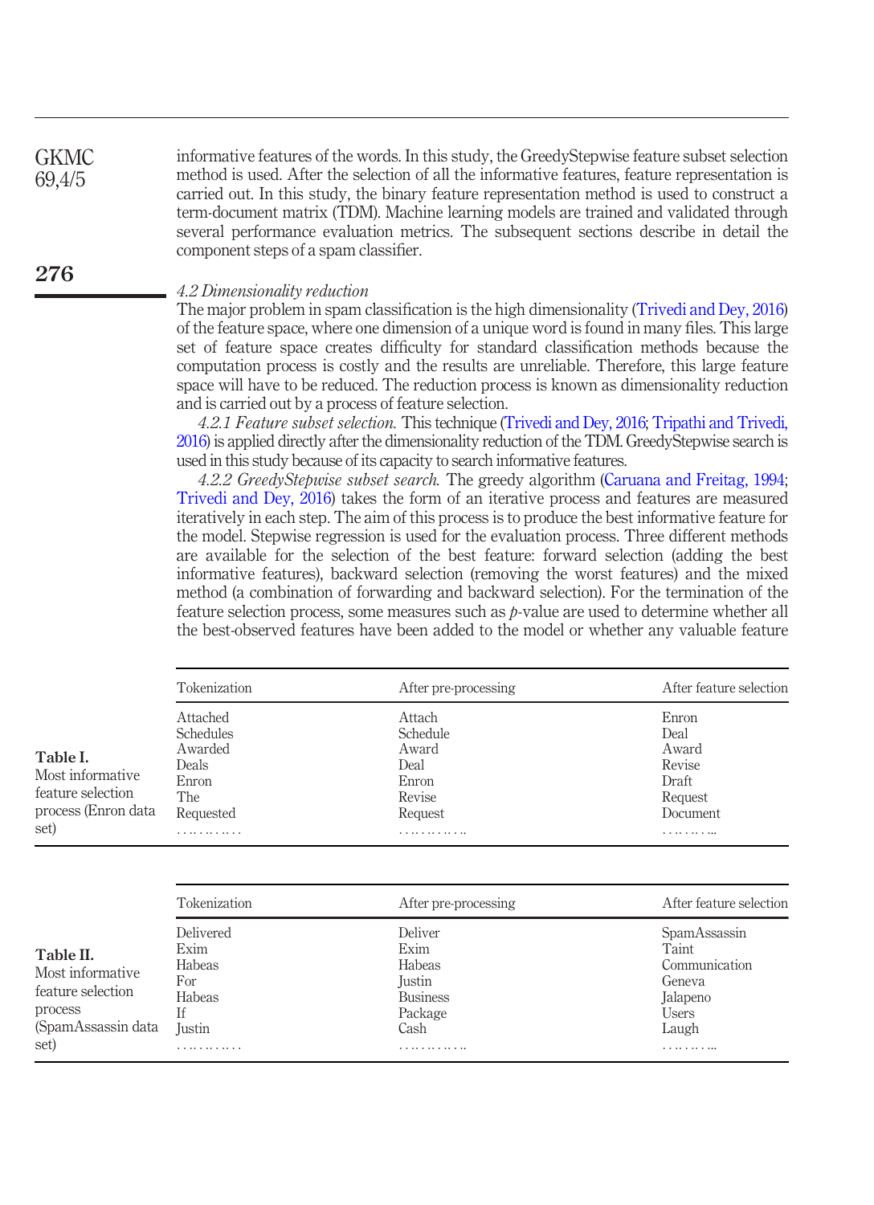informative features of the words. In this study, the GreedyStepwise feature subset selection method is used. After the selection of all the informative features, feature representation is carried out. In this study, the binary feature representation method is used to construct a term-document matrix (TDM). Machine learning models are trained and validated through several performance evaluation metrics. The subsequent sections describe in detail the component steps of a spam classifier.

*4.2 Dimensionality reduction*

The major problem in spam classification is the high dimensionality (Trivedi and Dey, 2016) of the feature space, where one dimension of a unique word is found in many files. This large set of feature space creates difficulty for standard classification methods because the computation process is costly and the results are unreliable. Therefore, this large feature space will have to be reduced. The reduction process is known as dimensionality reduction and is carried out by a process of feature selection.

*4.2.1 Feature subset selection.* This technique (Trivedi and Dey, 2016; Tripathi and Trivedi, 2016) is applied directly after the dimensionality reduction of the TDM. GreedyStepwise search is used in this study because of its capacity to search informative features.

*4.2.2 GreedyStepwise subset search.* The greedy algorithm (Caruana and Freitag, 1994; Trivedi and Dey, 2016) takes the form of an iterative process and features are measured iteratively in each step. The aim of this process is to produce the best informative feature for the model. Stepwise regression is used for the evaluation process. Three different methods are available for the selection of the best feature: forward selection (adding the best informative features), backward selection (removing the worst features) and the mixed method (a combination of forwarding and backward selection). For the termination of the feature selection process, some measures such as $p$-value are used to determine whether all the best-observed features have been added to the model or whether any valuable feature

**Table I.** Most informative feature selection process (Enron data set)

| Tokenization | After pre-processing | After feature selection |
|---|---|---|
| Attached | Attach | Enron |
| Schedules | Schedule | Deal |
| Awarded | Award | Award |
| Deals | Deal | Revise |
| Enron | Enron | Draft |
| The | Revise | Request |
| Requested | Request | Document |
| ………… | ………… | ……… |

**Table II.** Most informative feature selection process (SpamAssassin data set)

| Tokenization | After pre-processing | After feature selection |
|---|---|---|
| Delivered | Deliver | SpamAssassin |
| Exim | Exim | Taint |
| Habeas | Habeas | Communication |
| For | Justin | Geneva |
| Habeas | Business | Jalapeno |
| If | Package | Users |
| Justin | Cash | Laugh |
| ………… | ………… | ……… |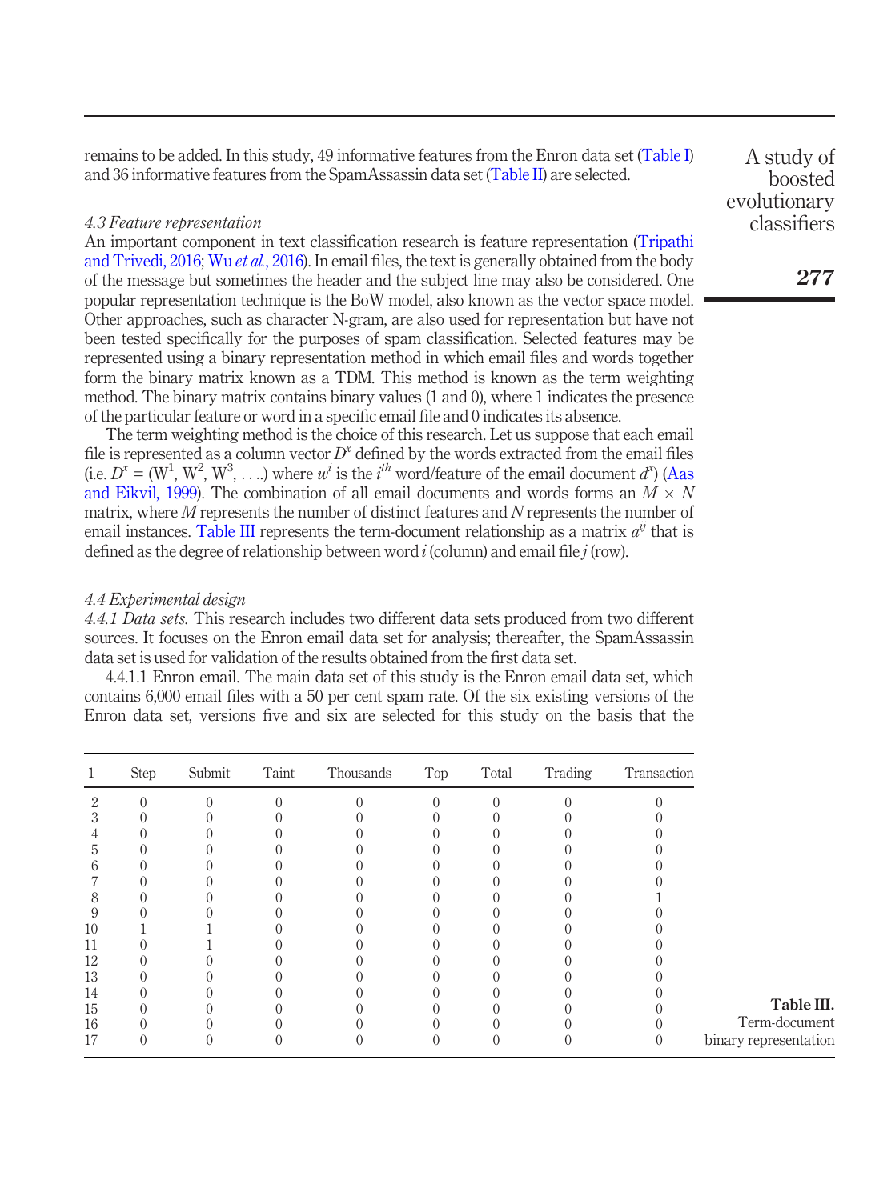remains to be added. In this study, 49 informative features from the Enron data set (Table I) and 36 informative features from the SpamAssassin data set (Table II) are selected.

### 4.3 Feature representation

An important component in text classification research is feature representation (Tripathi and Trivedi, 2016; Wu *et al.*, 2016). In email files, the text is generally obtained from the body of the message but sometimes the header and the subject line may also be considered. One popular representation technique is the BoW model, also known as the vector space model. Other approaches, such as character N-gram, are also used for representation but have not been tested specifically for the purposes of spam classification. Selected features may be represented using a binary representation method in which email files and words together form the binary matrix known as a TDM. This method is known as the term weighting method. The binary matrix contains binary values (1 and 0), where 1 indicates the presence of the particular feature or word in a specific email file and 0 indicates its absence.

The term weighting method is the choice of this research. Let us suppose that each email file is represented as a column vector $D^x$ defined by the words extracted from the email files (i.e. $D^x = (W^1, W^2, W^3, \ldots)$ where $w^i$ is the $i^{th}$ word/feature of the email document $d^x$) (Aas and Eikvil, 1999). The combination of all email documents and words forms an $M \times N$ matrix, where $M$ represents the number of distinct features and $N$ represents the number of email instances. Table III represents the term-document relationship as a matrix $a^{ij}$ that is defined as the degree of relationship between word $i$ (column) and email file $j$ (row).

### 4.4 Experimental design

*4.4.1 Data sets.* This research includes two different data sets produced from two different sources. It focuses on the Enron email data set for analysis; thereafter, the SpamAssassin data set is used for validation of the results obtained from the first data set.

4.4.1.1 Enron email. The main data set of this study is the Enron email data set, which contains 6,000 email files with a 50 per cent spam rate. Of the six existing versions of the Enron data set, versions five and six are selected for this study on the basis that the

| 1 | Step | Submit | Taint | Thousands | Top | Total | Trading | Transaction |
|---|---|---|---|---|---|---|---|---|
| 2 | 0 | 0 | 0 | 0 | 0 | 0 | 0 | 0 |
| 3 | 0 | 0 | 0 | 0 | 0 | 0 | 0 | 0 |
| 4 | 0 | 0 | 0 | 0 | 0 | 0 | 0 | 0 |
| 5 | 0 | 0 | 0 | 0 | 0 | 0 | 0 | 0 |
| 6 | 0 | 0 | 0 | 0 | 0 | 0 | 0 | 0 |
| 7 | 0 | 0 | 0 | 0 | 0 | 0 | 0 | 0 |
| 8 | 0 | 0 | 0 | 0 | 0 | 0 | 0 | 1 |
| 9 | 0 | 0 | 0 | 0 | 0 | 0 | 0 | 0 |
| 10 | 1 | 1 | 0 | 0 | 0 | 0 | 0 | 0 |
| 11 | 0 | 1 | 0 | 0 | 0 | 0 | 0 | 0 |
| 12 | 0 | 0 | 0 | 0 | 0 | 0 | 0 | 0 |
| 13 | 0 | 0 | 0 | 0 | 0 | 0 | 0 | 0 |
| 14 | 0 | 0 | 0 | 0 | 0 | 0 | 0 | 0 |
| 15 | 0 | 0 | 0 | 0 | 0 | 0 | 0 | 0 |
| 16 | 0 | 0 | 0 | 0 | 0 | 0 | 0 | 0 |
| 17 | 0 | 0 | 0 | 0 | 0 | 0 | 0 | 0 |

**Table III.** Term-document binary representation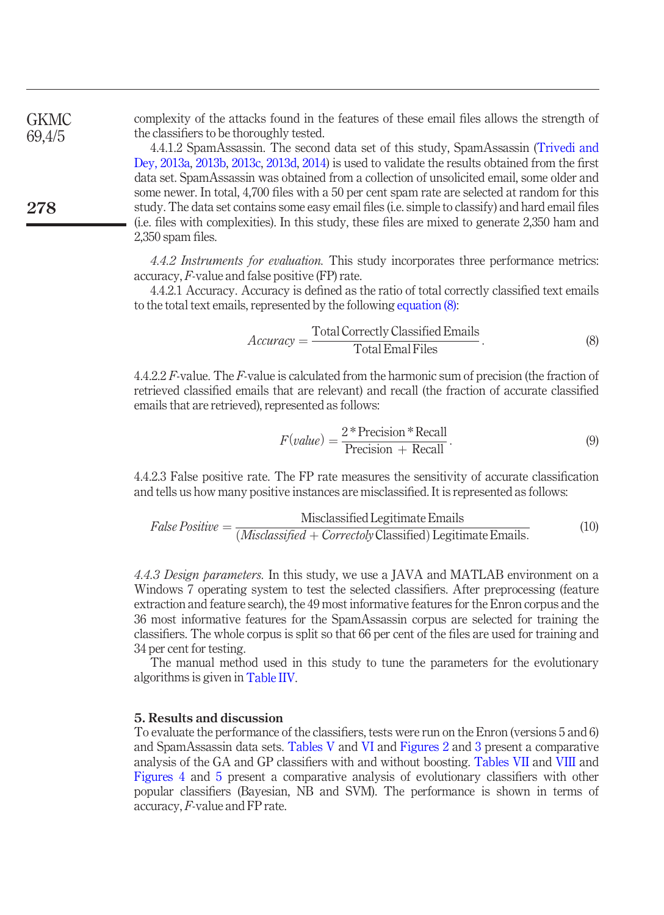complexity of the attacks found in the features of these email files allows the strength of the classifiers to be thoroughly tested.

4.4.1.2 SpamAssassin. The second data set of this study, SpamAssassin (Trivedi and Dey, 2013a, 2013b, 2013c, 2013d, 2014) is used to validate the results obtained from the first data set. SpamAssassin was obtained from a collection of unsolicited email, some older and some newer. In total, 4,700 files with a 50 per cent spam rate are selected at random for this study. The data set contains some easy email files (i.e. simple to classify) and hard email files (i.e. files with complexities). In this study, these files are mixed to generate 2,350 ham and 2,350 spam files.

*4.4.2 Instruments for evaluation.* This study incorporates three performance metrics: accuracy, *F*-value and false positive (FP) rate.

4.4.2.1 Accuracy. Accuracy is defined as the ratio of total correctly classified text emails to the total text emails, represented by the following equation (8):

$$Accuracy = \frac{\text{Total Correctly Classified Emails}}{\text{Total Emal Files}}. \tag{8}$$

4.4.2.2 *F*-value. The *F*-value is calculated from the harmonic sum of precision (the fraction of retrieved classified emails that are relevant) and recall (the fraction of accurate classified emails that are retrieved), represented as follows:

$$F(value) = \frac{2 * \text{Precision} * \text{Recall}}{\text{Precision} + \text{Recall}}. \tag{9}$$

4.4.2.3 False positive rate. The FP rate measures the sensitivity of accurate classification and tells us how many positive instances are misclassified. It is represented as follows:

$$False\ Positive = \frac{\text{Misclassified Legitimate Emails}}{(Misclassified + Correctoly\ \text{Classified) Legitimate Emails}}. \tag{10}$$

*4.4.3 Design parameters.* In this study, we use a JAVA and MATLAB environment on a Windows 7 operating system to test the selected classifiers. After preprocessing (feature extraction and feature search), the 49 most informative features for the Enron corpus and the 36 most informative features for the SpamAssassin corpus are selected for training the classifiers. The whole corpus is split so that 66 per cent of the files are used for training and 34 per cent for testing.

The manual method used in this study to tune the parameters for the evolutionary algorithms is given in Table IIV.

## 5. Results and discussion

To evaluate the performance of the classifiers, tests were run on the Enron (versions 5 and 6) and SpamAssassin data sets. Tables V and VI and Figures 2 and 3 present a comparative analysis of the GA and GP classifiers with and without boosting. Tables VII and VIII and Figures 4 and 5 present a comparative analysis of evolutionary classifiers with other popular classifiers (Bayesian, NB and SVM). The performance is shown in terms of accuracy, *F*-value and FP rate.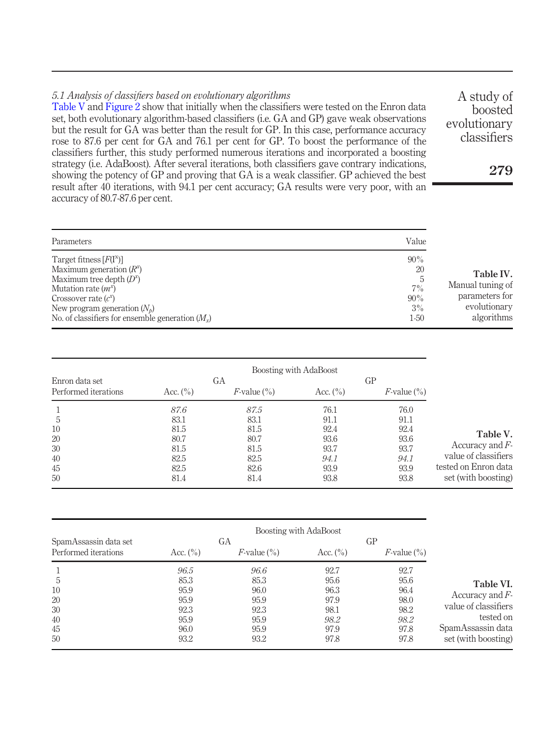### 5.1 Analysis of classifiers based on evolutionary algorithms

Table V and Figure 2 show that initially when the classifiers were tested on the Enron data set, both evolutionary algorithm-based classifiers (i.e. GA and GP) gave weak observations but the result for GA was better than the result for GP. In this case, performance accuracy rose to 87.6 per cent for GA and 76.1 per cent for GP. To boost the performance of the classifiers further, this study performed numerous iterations and incorporated a boosting strategy (i.e. AdaBoost). After several iterations, both classifiers gave contrary indications, showing the potency of GP and proving that GA is a weak classifier. GP achieved the best result after 40 iterations, with 94.1 per cent accuracy; GA results were very poor, with an accuracy of 80.7-87.6 per cent.

**Table IV.** Manual tuning of parameters for evolutionary algorithms

| Parameters | Value |
|---|---|
| Target fitness $[F(I^x)]$ | 90% |
| Maximum generation $(R^x)$ | 20 |
| Maximum tree depth $(D^x)$ | 5 |
| Mutation rate $(m^x)$ | 7% |
| Crossover rate $(c^x)$ | 90% |
| New program generation $(N_p)$ | 3% |
| No. of classifiers for ensemble generation $(M_x)$ | 1-50 |

**Table V.** Accuracy and $F$-value of classifiers tested on Enron data set (with boosting)

| Enron data set | Boosting with AdaBoost | | | |
|---|---|---|---|---|
| | GA | | GP | |
| Performed iterations | Acc. (%) | $F$-value (%) | Acc. (%) | $F$-value (%) |
| 1 | *87.6* | *87.5* | 76.1 | 76.0 |
| 5 | 83.1 | 83.1 | 91.1 | 91.1 |
| 10 | 81.5 | 81.5 | 92.4 | 92.4 |
| 20 | 80.7 | 80.7 | 93.6 | 93.6 |
| 30 | 81.5 | 81.5 | 93.7 | 93.7 |
| 40 | 82.5 | 82.5 | *94.1* | *94.1* |
| 45 | 82.5 | 82.6 | 93.9 | 93.9 |
| 50 | 81.4 | 81.4 | 93.8 | 93.8 |

**Table VI.** Accuracy and $F$-value of classifiers tested on SpamAssassin data set (with boosting)

| SpamAssassin data set | Boosting with AdaBoost | | | |
|---|---|---|---|---|
| | GA | | GP | |
| Performed iterations | Acc. (%) | $F$-value (%) | Acc. (%) | $F$-value (%) |
| 1 | *96.5* | *96.6* | 92.7 | 92.7 |
| 5 | 85.3 | 85.3 | 95.6 | 95.6 |
| 10 | 95.9 | 96.0 | 96.3 | 96.4 |
| 20 | 95.9 | 95.9 | 97.9 | 98.0 |
| 30 | 92.3 | 92.3 | 98.1 | 98.2 |
| 40 | 95.9 | 95.9 | *98.2* | *98.2* |
| 45 | 96.0 | 95.9 | 97.9 | 97.8 |
| 50 | 93.2 | 93.2 | 97.8 | 97.8 |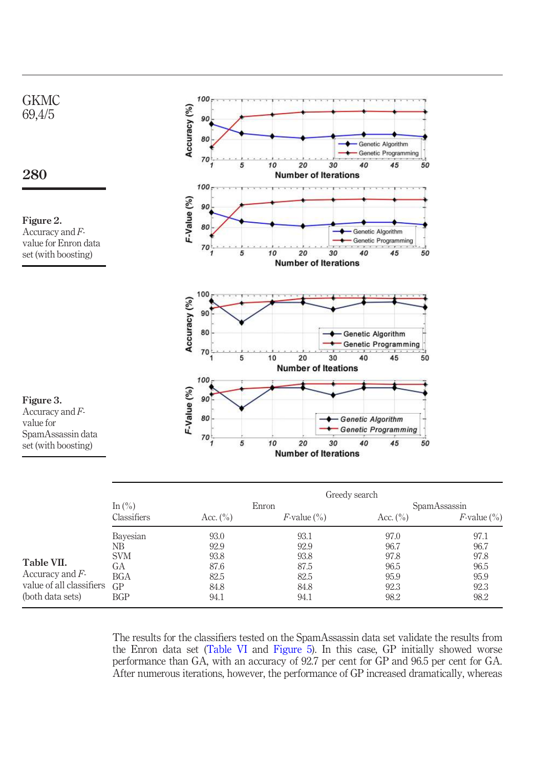**Figure 2.** Accuracy and *F*-value for Enron data set (with boosting)

**Figure 3.** Accuracy and *F*-value for SpamAssassin data set (with boosting)

**Table VII.** Accuracy and *F*-value of all classifiers (both data sets)

| In (%) | Greedy search | | | |
|---|---|---|---|---|
| | Enron | | SpamAssassin | |
| Classifiers | Acc. (%) | *F*-value (%) | Acc. (%) | *F*-value (%) |
| Bayesian | 93.0 | 93.1 | 97.0 | 97.1 |
| NB | 92.9 | 92.9 | 96.7 | 96.7 |
| SVM | 93.8 | 93.8 | 97.8 | 97.8 |
| GA | 87.6 | 87.5 | 96.5 | 96.5 |
| BGA | 82.5 | 82.5 | 95.9 | 95.9 |
| GP | 84.8 | 84.8 | 92.3 | 92.3 |
| BGP | 94.1 | 94.1 | 98.2 | 98.2 |

The results for the classifiers tested on the SpamAssassin data set validate the results from the Enron data set (Table VI and Figure 5). In this case, GP initially showed worse performance than GA, with an accuracy of 92.7 per cent for GP and 96.5 per cent for GA. After numerous iterations, however, the performance of GP increased dramatically, whereas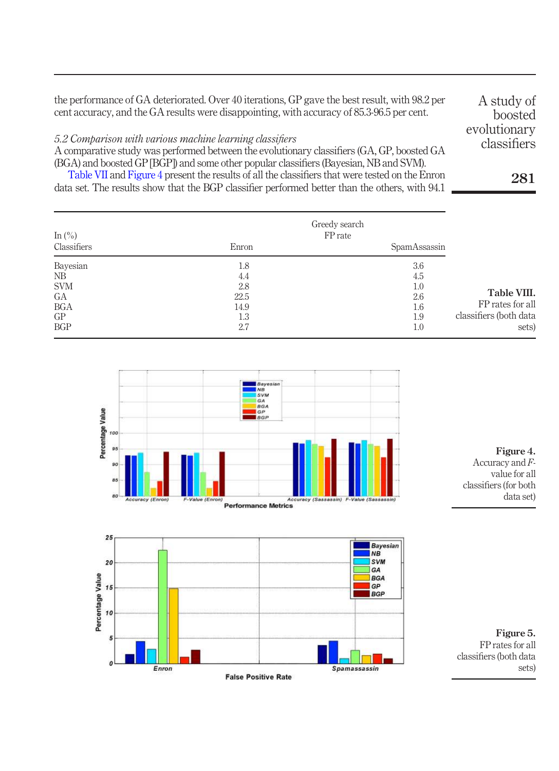the performance of GA deteriorated. Over 40 iterations, GP gave the best result, with 98.2 per cent accuracy, and the GA results were disappointing, with accuracy of 85.3-96.5 per cent.

*5.2 Comparison with various machine learning classifiers*

A comparative study was performed between the evolutionary classifiers (GA, GP, boosted GA (BGA) and boosted GP [BGP]) and some other popular classifiers (Bayesian, NB and SVM).

Table VII and Figure 4 present the results of all the classifiers that were tested on the Enron data set. The results show that the BGP classifier performed better than the others, with 94.1

| In (%) Classifiers | Greedy search FP rate Enron | SpamAssassin |
|---|---|---|
| Bayesian | 1.8 | 3.6 |
| NB | 4.4 | 4.5 |
| SVM | 2.8 | 1.0 |
| GA | 22.5 | 2.6 |
| BGA | 14.9 | 1.6 |
| GP | 1.3 | 1.9 |
| BGP | 2.7 | 1.0 |

**Table VIII.** FP rates for all classifiers (both data sets)

**Figure 4.** Accuracy and *F*-value for all classifiers (for both data set)

**Figure 5.** FP rates for all classifiers (both data sets)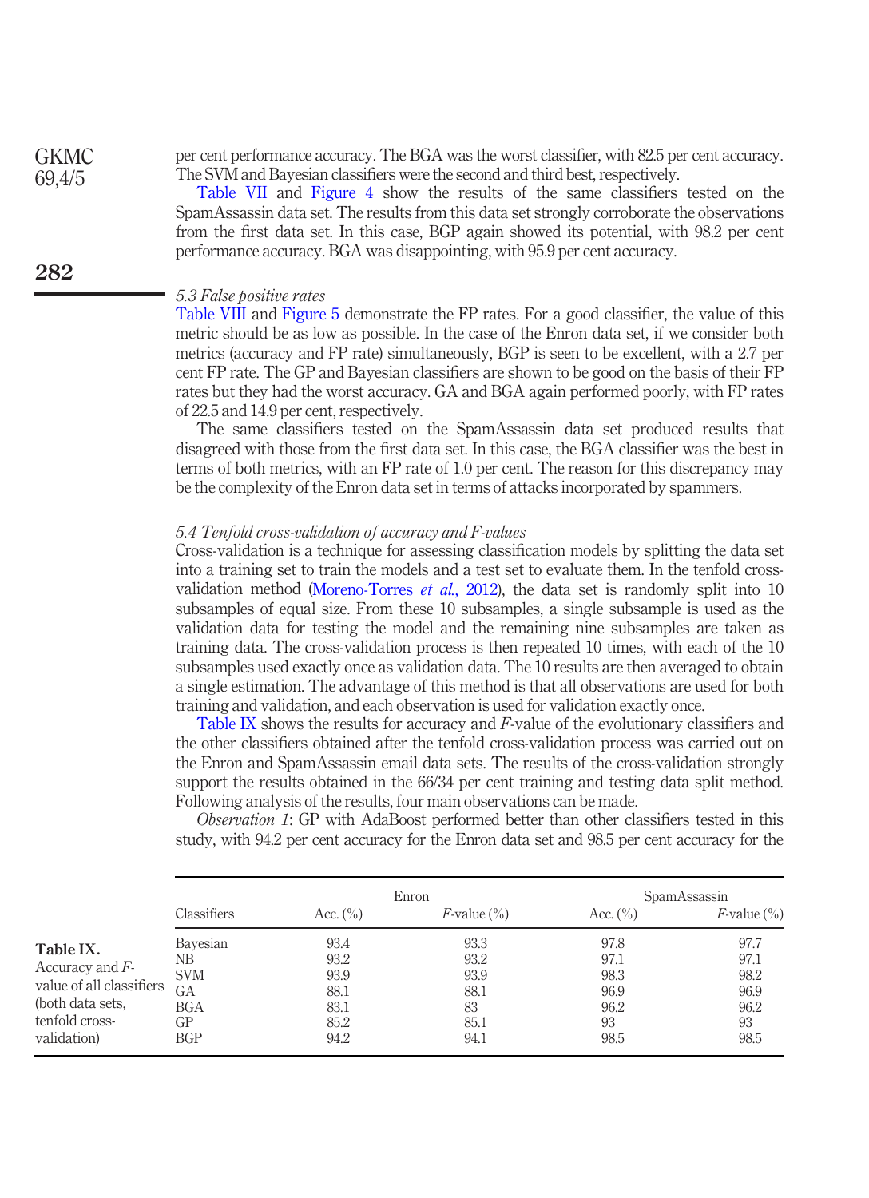per cent performance accuracy. The BGA was the worst classifier, with 82.5 per cent accuracy. The SVM and Bayesian classifiers were the second and third best, respectively.

Table VII and Figure 4 show the results of the same classifiers tested on the SpamAssassin data set. The results from this data set strongly corroborate the observations from the first data set. In this case, BGP again showed its potential, with 98.2 per cent performance accuracy. BGA was disappointing, with 95.9 per cent accuracy.

### *5.3 False positive rates*

Table VIII and Figure 5 demonstrate the FP rates. For a good classifier, the value of this metric should be as low as possible. In the case of the Enron data set, if we consider both metrics (accuracy and FP rate) simultaneously, BGP is seen to be excellent, with a 2.7 per cent FP rate. The GP and Bayesian classifiers are shown to be good on the basis of their FP rates but they had the worst accuracy. GA and BGA again performed poorly, with FP rates of 22.5 and 14.9 per cent, respectively.

The same classifiers tested on the SpamAssassin data set produced results that disagreed with those from the first data set. In this case, the BGA classifier was the best in terms of both metrics, with an FP rate of 1.0 per cent. The reason for this discrepancy may be the complexity of the Enron data set in terms of attacks incorporated by spammers.

### *5.4 Tenfold cross-validation of accuracy and F-values*

Cross-validation is a technique for assessing classification models by splitting the data set into a training set to train the models and a test set to evaluate them. In the tenfold cross-validation method (Moreno-Torres *et al.*, 2012), the data set is randomly split into 10 subsamples of equal size. From these 10 subsamples, a single subsample is used as the validation data for testing the model and the remaining nine subsamples are taken as training data. The cross-validation process is then repeated 10 times, with each of the 10 subsamples used exactly once as validation data. The 10 results are then averaged to obtain a single estimation. The advantage of this method is that all observations are used for both training and validation, and each observation is used for validation exactly once.

Table IX shows the results for accuracy and *F*-value of the evolutionary classifiers and the other classifiers obtained after the tenfold cross-validation process was carried out on the Enron and SpamAssassin email data sets. The results of the cross-validation strongly support the results obtained in the 66/34 per cent training and testing data split method. Following analysis of the results, four main observations can be made.

*Observation 1*: GP with AdaBoost performed better than other classifiers tested in this study, with 94.2 per cent accuracy for the Enron data set and 98.5 per cent accuracy for the

**Table IX.** Accuracy and *F*-value of all classifiers (both data sets, tenfold cross-validation)

| | Enron | | SpamAssassin | |
|---|---|---|---|---|
| Classifiers | Acc. (%) | *F*-value (%) | Acc. (%) | *F*-value (%) |
| Bayesian | 93.4 | 93.3 | 97.8 | 97.7 |
| NB | 93.2 | 93.2 | 97.1 | 97.1 |
| SVM | 93.9 | 93.9 | 98.3 | 98.2 |
| GA | 88.1 | 88.1 | 96.9 | 96.9 |
| BGA | 83.1 | 83 | 96.2 | 96.2 |
| GP | 85.2 | 85.1 | 93 | 93 |
| BGP | 94.2 | 94.1 | 98.5 | 98.5 |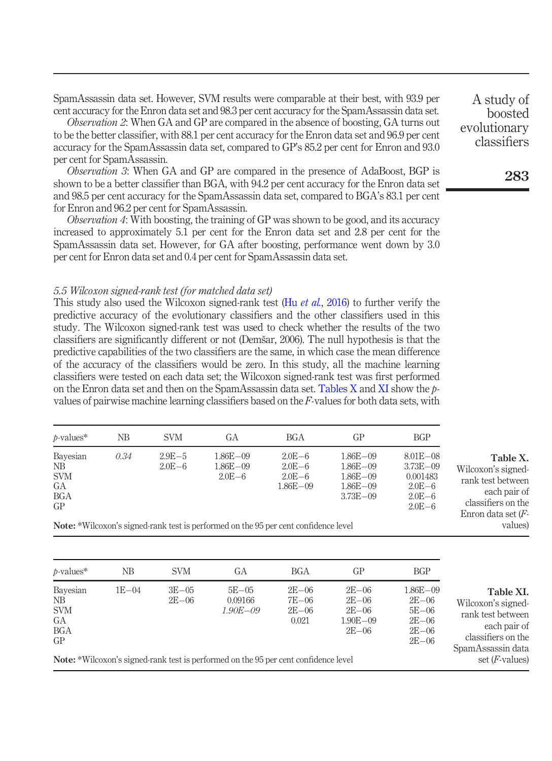SpamAssassin data set. However, SVM results were comparable at their best, with 93.9 per cent accuracy for the Enron data set and 98.3 per cent accuracy for the SpamAssassin data set.

*Observation 2*: When GA and GP are compared in the absence of boosting, GA turns out to be the better classifier, with 88.1 per cent accuracy for the Enron data set and 96.9 per cent accuracy for the SpamAssassin data set, compared to GP's 85.2 per cent for Enron and 93.0 per cent for SpamAssassin.

*Observation 3*: When GA and GP are compared in the presence of AdaBoost, BGP is shown to be a better classifier than BGA, with 94.2 per cent accuracy for the Enron data set and 98.5 per cent accuracy for the SpamAssassin data set, compared to BGA's 83.1 per cent for Enron and 96.2 per cent for SpamAssassin.

*Observation 4*: With boosting, the training of GP was shown to be good, and its accuracy increased to approximately 5.1 per cent for the Enron data set and 2.8 per cent for the SpamAssassin data set. However, for GA after boosting, performance went down by 3.0 per cent for Enron data set and 0.4 per cent for SpamAssassin data set.

### 5.5 Wilcoxon signed-rank test (for matched data set)

This study also used the Wilcoxon signed-rank test (Hu *et al.*, 2016) to further verify the predictive accuracy of the evolutionary classifiers and the other classifiers used in this study. The Wilcoxon signed-rank test was used to check whether the results of the two classifiers are significantly different or not (Demšar, 2006). The null hypothesis is that the predictive capabilities of the two classifiers are the same, in which case the mean difference of the accuracy of the classifiers would be zero. In this study, all the machine learning classifiers were tested on each data set; the Wilcoxon signed-rank test was first performed on the Enron data set and then on the SpamAssassin data set. Tables X and XI show the *p*-values of pairwise machine learning classifiers based on the *F*-values for both data sets, with

**Table X.** Wilcoxon's signed-rank test between each pair of classifiers on the Enron data set (*F*-values)

| *p*-values* | NB | SVM | GA | BGA | GP | BGP |
|---|---|---|---|---|---|---|
| Bayesian | *0.34* | 2.9E−5 | 1.86E−09 | 2.0E−6 | 1.86E−09 | 8.01E−08 |
| NB | | 2.0E−6 | 1.86E−09 | 2.0E−6 | 1.86E−09 | 3.73E−09 |
| SVM | | | 2.0E−6 | 2.0E−6 | 1.86E−09 | 0.001483 |
| GA | | | | 1.86E−09 | 1.86E−09 | 2.0E−6 |
| BGA | | | | | 3.73E−09 | 2.0E−6 |
| GP | | | | | | 2.0E−6 |

**Note:** *Wilcoxon's signed-rank test is performed on the 95 per cent confidence level

**Table XI.** Wilcoxon's signed-rank test between each pair of classifiers on the SpamAssassin data set (*F*-values)

| *p*-values* | NB | SVM | GA | BGA | GP | BGP |
|---|---|---|---|---|---|---|
| Bayesian | 1E−04 | 3E−05 | 5E−05 | 2E−06 | 2E−06 | 1.86E−09 |
| NB | | 2E−06 | 0.09166 | 7E−06 | 2E−06 | 2E−06 |
| SVM | | | *1.90E−09* | 2E−06 | 2E−06 | 5E−06 |
| GA | | | | 0.021 | 1.90E−09 | 2E−06 |
| BGA | | | | | 2E−06 | 2E−06 |
| GP | | | | | | 2E−06 |

**Note:** *Wilcoxon's signed-rank test is performed on the 95 per cent confidence level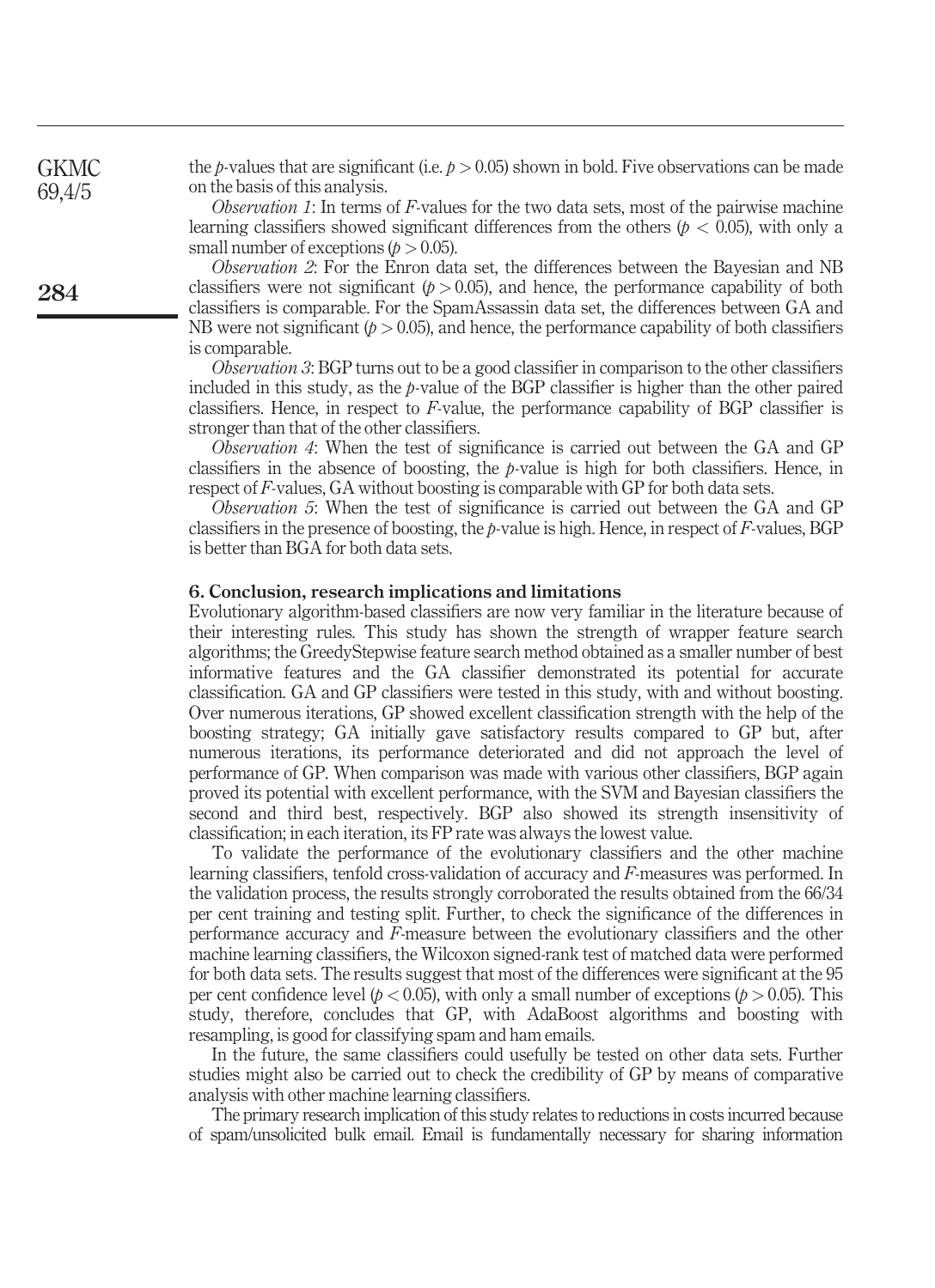the $p$-values that are significant (i.e. $p > 0.05$) shown in bold. Five observations can be made on the basis of this analysis.

*Observation 1*: In terms of $F$-values for the two data sets, most of the pairwise machine learning classifiers showed significant differences from the others ($p < 0.05$), with only a small number of exceptions ($p > 0.05$).

*Observation 2*: For the Enron data set, the differences between the Bayesian and NB classifiers were not significant ($p > 0.05$), and hence, the performance capability of both classifiers is comparable. For the SpamAssassin data set, the differences between GA and NB were not significant ($p > 0.05$), and hence, the performance capability of both classifiers is comparable.

*Observation 3*: BGP turns out to be a good classifier in comparison to the other classifiers included in this study, as the $p$-value of the BGP classifier is higher than the other paired classifiers. Hence, in respect to $F$-value, the performance capability of BGP classifier is stronger than that of the other classifiers.

*Observation 4*: When the test of significance is carried out between the GA and GP classifiers in the absence of boosting, the $p$-value is high for both classifiers. Hence, in respect of $F$-values, GA without boosting is comparable with GP for both data sets.

*Observation 5*: When the test of significance is carried out between the GA and GP classifiers in the presence of boosting, the $p$-value is high. Hence, in respect of $F$-values, BGP is better than BGA for both data sets.

## 6. Conclusion, research implications and limitations

Evolutionary algorithm-based classifiers are now very familiar in the literature because of their interesting rules. This study has shown the strength of wrapper feature search algorithms; the GreedyStepwise feature search method obtained as a smaller number of best informative features and the GA classifier demonstrated its potential for accurate classification. GA and GP classifiers were tested in this study, with and without boosting. Over numerous iterations, GP showed excellent classification strength with the help of the boosting strategy; GA initially gave satisfactory results compared to GP but, after numerous iterations, its performance deteriorated and did not approach the level of performance of GP. When comparison was made with various other classifiers, BGP again proved its potential with excellent performance, with the SVM and Bayesian classifiers the second and third best, respectively. BGP also showed its strength insensitivity of classification; in each iteration, its FP rate was always the lowest value.

To validate the performance of the evolutionary classifiers and the other machine learning classifiers, tenfold cross-validation of accuracy and $F$-measures was performed. In the validation process, the results strongly corroborated the results obtained from the 66/34 per cent training and testing split. Further, to check the significance of the differences in performance accuracy and $F$-measure between the evolutionary classifiers and the other machine learning classifiers, the Wilcoxon signed-rank test of matched data were performed for both data sets. The results suggest that most of the differences were significant at the 95 per cent confidence level ($p < 0.05$), with only a small number of exceptions ($p > 0.05$). This study, therefore, concludes that GP, with AdaBoost algorithms and boosting with resampling, is good for classifying spam and ham emails.

In the future, the same classifiers could usefully be tested on other data sets. Further studies might also be carried out to check the credibility of GP by means of comparative analysis with other machine learning classifiers.

The primary research implication of this study relates to reductions in costs incurred because of spam/unsolicited bulk email. Email is fundamentally necessary for sharing information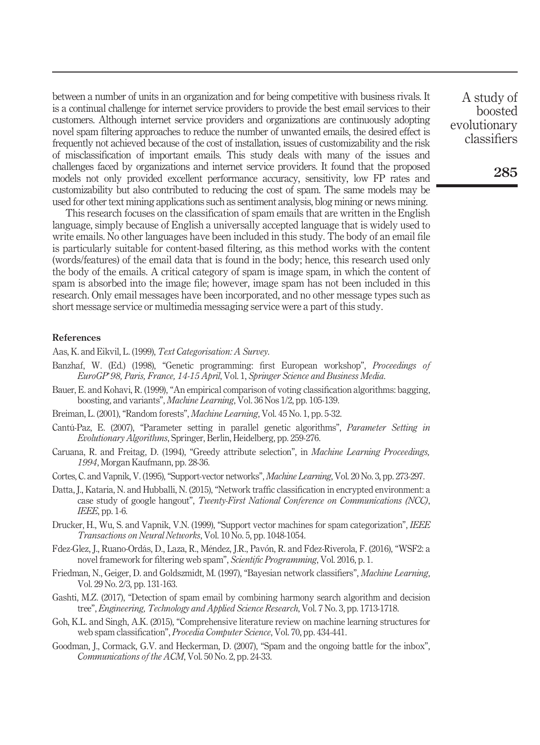between a number of units in an organization and for being competitive with business rivals. It is a continual challenge for internet service providers to provide the best email services to their customers. Although internet service providers and organizations are continuously adopting novel spam filtering approaches to reduce the number of unwanted emails, the desired effect is frequently not achieved because of the cost of installation, issues of customizability and the risk of misclassification of important emails. This study deals with many of the issues and challenges faced by organizations and internet service providers. It found that the proposed models not only provided excellent performance accuracy, sensitivity, low FP rates and customizability but also contributed to reducing the cost of spam. The same models may be used for other text mining applications such as sentiment analysis, blog mining or news mining.

This research focuses on the classification of spam emails that are written in the English language, simply because of English a universally accepted language that is widely used to write emails. No other languages have been included in this study. The body of an email file is particularly suitable for content-based filtering, as this method works with the content (words/features) of the email data that is found in the body; hence, this research used only the body of the emails. A critical category of spam is image spam, in which the content of spam is absorbed into the image file; however, image spam has not been included in this research. Only email messages have been incorporated, and no other message types such as short message service or multimedia messaging service were a part of this study.

### References

Aas, K. and Eikvil, L. (1999), *Text Categorisation: A Survey*.

Banzhaf, W. (Ed.) (1998), "Genetic programming: first European workshop", *Proceedings of EuroGP'98, Paris, France, 14-15 April*, Vol. 1, *Springer Science and Business Media*.

Bauer, E. and Kohavi, R. (1999), "An empirical comparison of voting classification algorithms: bagging, boosting, and variants", *Machine Learning*, Vol. 36 Nos 1/2, pp. 105-139.

Breiman, L. (2001), "Random forests", *Machine Learning*, Vol. 45 No. 1, pp. 5-32.

Cantú-Paz, E. (2007), "Parameter setting in parallel genetic algorithms", *Parameter Setting in Evolutionary Algorithms*, Springer, Berlin, Heidelberg, pp. 259-276.

Caruana, R. and Freitag, D. (1994), "Greedy attribute selection", in *Machine Learning Proceedings, 1994*, Morgan Kaufmann, pp. 28-36.

Cortes, C. and Vapnik, V. (1995), "Support-vector networks", *Machine Learning*, Vol. 20 No. 3, pp. 273-297.

Datta, J., Kataria, N. and Hubballi, N. (2015), "Network traffic classification in encrypted environment: a case study of google hangout", *Twenty-First National Conference on Communications (NCC)*, *IEEE*, pp. 1-6.

Drucker, H., Wu, S. and Vapnik, V.N. (1999), "Support vector machines for spam categorization", *IEEE Transactions on Neural Networks*, Vol. 10 No. 5, pp. 1048-1054.

Fdez-Glez, J., Ruano-Ordás, D., Laza, R., Méndez, J.R., Pavón, R. and Fdez-Riverola, F. (2016), "WSF2: a novel framework for filtering web spam", *Scientific Programming*, Vol. 2016, p. 1.

Friedman, N., Geiger, D. and Goldszmidt, M. (1997), "Bayesian network classifiers", *Machine Learning*, Vol. 29 No. 2/3, pp. 131-163.

Gashti, M.Z. (2017), "Detection of spam email by combining harmony search algorithm and decision tree", *Engineering, Technology and Applied Science Research*, Vol. 7 No. 3, pp. 1713-1718.

Goh, K.L. and Singh, A.K. (2015), "Comprehensive literature review on machine learning structures for web spam classification", *Procedia Computer Science*, Vol. 70, pp. 434-441.

Goodman, J., Cormack, G.V. and Heckerman, D. (2007), "Spam and the ongoing battle for the inbox", *Communications of the ACM*, Vol. 50 No. 2, pp. 24-33.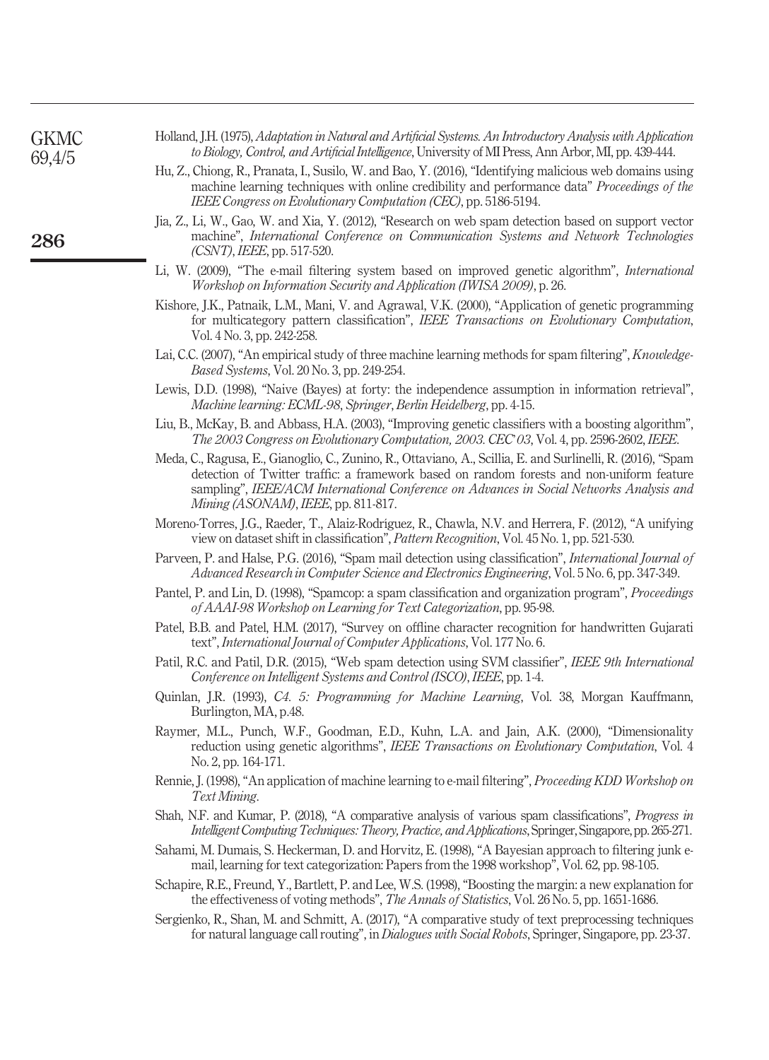Holland, J.H. (1975), *Adaptation in Natural and Artificial Systems. An Introductory Analysis with Application to Biology, Control, and Artificial Intelligence*, University of MI Press, Ann Arbor, MI, pp. 439-444.

Hu, Z., Chiong, R., Pranata, I., Susilo, W. and Bao, Y. (2016), "Identifying malicious web domains using machine learning techniques with online credibility and performance data" *Proceedings of the IEEE Congress on Evolutionary Computation (CEC)*, pp. 5186-5194.

Jia, Z., Li, W., Gao, W. and Xia, Y. (2012), "Research on web spam detection based on support vector machine", *International Conference on Communication Systems and Network Technologies (CSNT)*, *IEEE*, pp. 517-520.

Li, W. (2009), "The e-mail filtering system based on improved genetic algorithm", *International Workshop on Information Security and Application (IWISA 2009)*, p. 26.

Kishore, J.K., Patnaik, L.M., Mani, V. and Agrawal, V.K. (2000), "Application of genetic programming for multicategory pattern classification", *IEEE Transactions on Evolutionary Computation*, Vol. 4 No. 3, pp. 242-258.

Lai, C.C. (2007), "An empirical study of three machine learning methods for spam filtering", *Knowledge-Based Systems*, Vol. 20 No. 3, pp. 249-254.

Lewis, D.D. (1998), "Naive (Bayes) at forty: the independence assumption in information retrieval", *Machine learning: ECML-98*, *Springer*, *Berlin Heidelberg*, pp. 4-15.

Liu, B., McKay, B. and Abbass, H.A. (2003), "Improving genetic classifiers with a boosting algorithm", *The 2003 Congress on Evolutionary Computation, 2003. CEC'03*, Vol. 4, pp. 2596-2602, *IEEE*.

Meda, C., Ragusa, E., Gianoglio, C., Zunino, R., Ottaviano, A., Scillia, E. and Surlinelli, R. (2016), "Spam detection of Twitter traffic: a framework based on random forests and non-uniform feature sampling", *IEEE/ACM International Conference on Advances in Social Networks Analysis and Mining (ASONAM)*, *IEEE*, pp. 811-817.

Moreno-Torres, J.G., Raeder, T., Alaiz-Rodríguez, R., Chawla, N.V. and Herrera, F. (2012), "A unifying view on dataset shift in classification", *Pattern Recognition*, Vol. 45 No. 1, pp. 521-530.

Parveen, P. and Halse, P.G. (2016), "Spam mail detection using classification", *International Journal of Advanced Research in Computer Science and Electronics Engineering*, Vol. 5 No. 6, pp. 347-349.

Pantel, P. and Lin, D. (1998), "Spamcop: a spam classification and organization program", *Proceedings of AAAI-98 Workshop on Learning for Text Categorization*, pp. 95-98.

Patel, B.B. and Patel, H.M. (2017), "Survey on offline character recognition for handwritten Gujarati text", *International Journal of Computer Applications*, Vol. 177 No. 6.

Patil, R.C. and Patil, D.R. (2015), "Web spam detection using SVM classifier", *IEEE 9th International Conference on Intelligent Systems and Control (ISCO)*, *IEEE*, pp. 1-4.

Quinlan, J.R. (1993), *C4. 5: Programming for Machine Learning*, Vol. 38, Morgan Kauffmann, Burlington, MA, p.48.

Raymer, M.L., Punch, W.F., Goodman, E.D., Kuhn, L.A. and Jain, A.K. (2000), "Dimensionality reduction using genetic algorithms", *IEEE Transactions on Evolutionary Computation*, Vol. 4 No. 2, pp. 164-171.

Rennie, J. (1998), "An application of machine learning to e-mail filtering", *Proceeding KDD Workshop on Text Mining*.

Shah, N.F. and Kumar, P. (2018), "A comparative analysis of various spam classifications", *Progress in Intelligent Computing Techniques: Theory, Practice, and Applications*, Springer, Singapore, pp. 265-271.

Sahami, M. Dumais, S. Heckerman, D. and Horvitz, E. (1998), "A Bayesian approach to filtering junk e-mail, learning for text categorization: Papers from the 1998 workshop", Vol. 62, pp. 98-105.

Schapire, R.E., Freund, Y., Bartlett, P. and Lee, W.S. (1998), "Boosting the margin: a new explanation for the effectiveness of voting methods", *The Annals of Statistics*, Vol. 26 No. 5, pp. 1651-1686.

Sergienko, R., Shan, M. and Schmitt, A. (2017), "A comparative study of text preprocessing techniques for natural language call routing", in *Dialogues with Social Robots*, Springer, Singapore, pp. 23-37.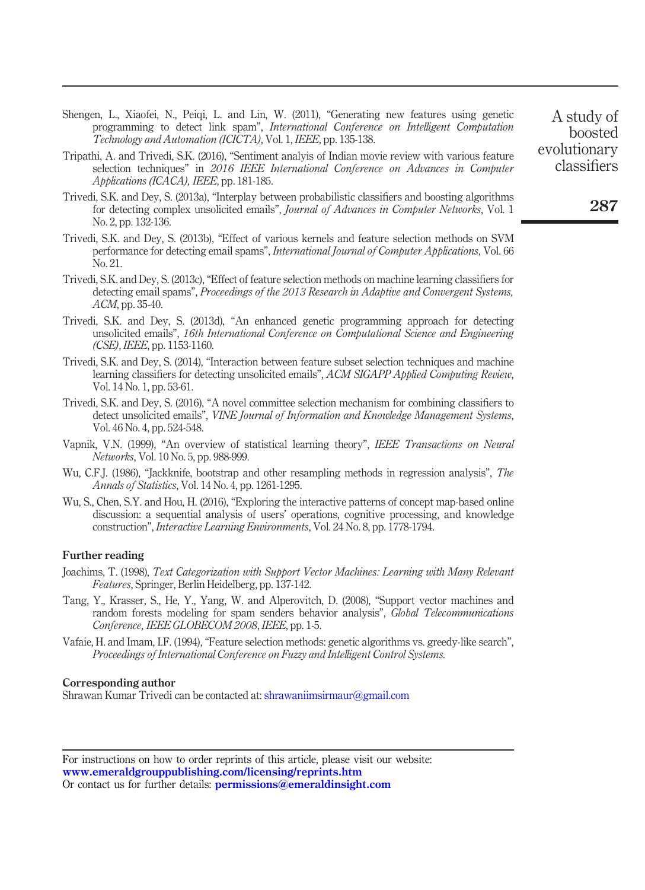Shengen, L., Xiaofei, N., Peiqi, L. and Lin, W. (2011), "Generating new features using genetic programming to detect link spam", *International Conference on Intelligent Computation Technology and Automation (ICICTA)*, Vol. 1, *IEEE*, pp. 135-138.

Tripathi, A. and Trivedi, S.K. (2016), "Sentiment analysis of Indian movie review with various feature selection techniques" in *2016 IEEE International Conference on Advances in Computer Applications (ICACA), IEEE*, pp. 181-185.

Trivedi, S.K. and Dey, S. (2013a), "Interplay between probabilistic classifiers and boosting algorithms for detecting complex unsolicited emails", *Journal of Advances in Computer Networks*, Vol. 1 No. 2, pp. 132-136.

Trivedi, S.K. and Dey, S. (2013b), "Effect of various kernels and feature selection methods on SVM performance for detecting email spams", *International Journal of Computer Applications*, Vol. 66 No. 21.

Trivedi, S.K. and Dey, S. (2013c), "Effect of feature selection methods on machine learning classifiers for detecting email spams", *Proceedings of the 2013 Research in Adaptive and Convergent Systems, ACM*, pp. 35-40.

Trivedi, S.K. and Dey, S. (2013d), "An enhanced genetic programming approach for detecting unsolicited emails", *16th International Conference on Computational Science and Engineering (CSE)*, *IEEE*, pp. 1153-1160.

Trivedi, S.K. and Dey, S. (2014), "Interaction between feature subset selection techniques and machine learning classifiers for detecting unsolicited emails", *ACM SIGAPP Applied Computing Review*, Vol. 14 No. 1, pp. 53-61.

Trivedi, S.K. and Dey, S. (2016), "A novel committee selection mechanism for combining classifiers to detect unsolicited emails", *VINE Journal of Information and Knowledge Management Systems*, Vol. 46 No. 4, pp. 524-548.

Vapnik, V.N. (1999), "An overview of statistical learning theory", *IEEE Transactions on Neural Networks*, Vol. 10 No. 5, pp. 988-999.

Wu, C.F.J. (1986), "Jackknife, bootstrap and other resampling methods in regression analysis", *The Annals of Statistics*, Vol. 14 No. 4, pp. 1261-1295.

Wu, S., Chen, S.Y. and Hou, H. (2016), "Exploring the interactive patterns of concept map-based online discussion: a sequential analysis of users' operations, cognitive processing, and knowledge construction", *Interactive Learning Environments*, Vol. 24 No. 8, pp. 1778-1794.

## Further reading

Joachims, T. (1998), *Text Categorization with Support Vector Machines: Learning with Many Relevant Features*, Springer, Berlin Heidelberg, pp. 137-142.

Tang, Y., Krasser, S., He, Y., Yang, W. and Alperovitch, D. (2008), "Support vector machines and random forests modeling for spam senders behavior analysis", *Global Telecommunications Conference, IEEE GLOBECOM 2008*, *IEEE*, pp. 1-5.

Vafaie, H. and Imam, I.F. (1994), "Feature selection methods: genetic algorithms vs. greedy-like search", *Proceedings of International Conference on Fuzzy and Intelligent Control Systems.*

## Corresponding author

Shrawan Kumar Trivedi can be contacted at: shrawaniimsirmaur@gmail.com

For instructions on how to order reprints of this article, please visit our website:
**www.emeraldgrouppublishing.com/licensing/reprints.htm**
Or contact us for further details: **permissions@emeraldinsight.com**